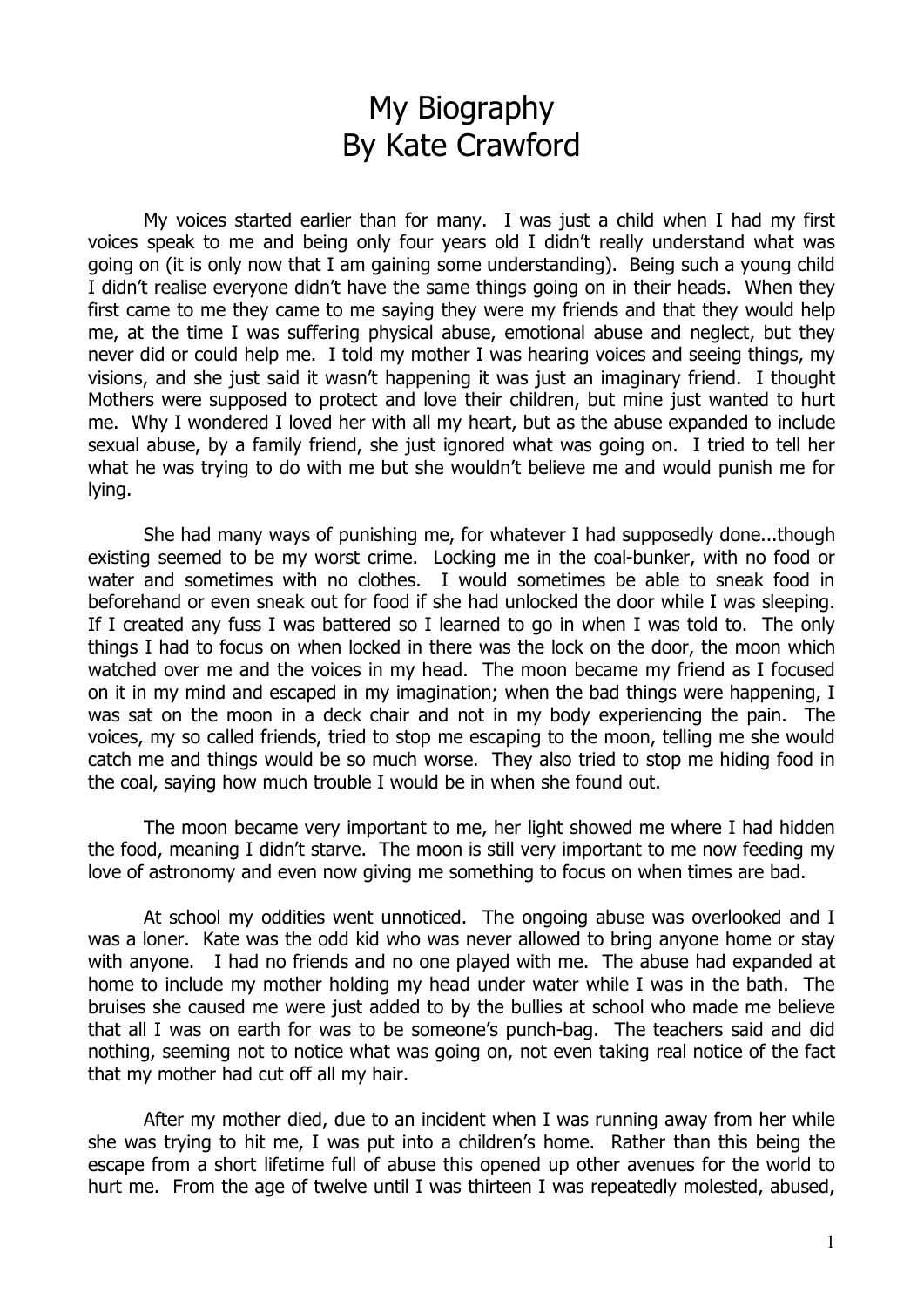# My Biography
# By Kate Crawford

My voices started earlier than for many. I was just a child when I had my first voices speak to me and being only four years old I didn't really understand what was going on (it is only now that I am gaining some understanding). Being such a young child I didn't realise everyone didn't have the same things going on in their heads. When they first came to me they came to me saying they were my friends and that they would help me, at the time I was suffering physical abuse, emotional abuse and neglect, but they never did or could help me. I told my mother I was hearing voices and seeing things, my visions, and she just said it wasn't happening it was just an imaginary friend. I thought Mothers were supposed to protect and love their children, but mine just wanted to hurt me. Why I wondered I loved her with all my heart, but as the abuse expanded to include sexual abuse, by a family friend, she just ignored what was going on. I tried to tell her what he was trying to do with me but she wouldn't believe me and would punish me for lying.

She had many ways of punishing me, for whatever I had supposedly done...though existing seemed to be my worst crime. Locking me in the coal-bunker, with no food or water and sometimes with no clothes. I would sometimes be able to sneak food in beforehand or even sneak out for food if she had unlocked the door while I was sleeping. If I created any fuss I was battered so I learned to go in when I was told to. The only things I had to focus on when locked in there was the lock on the door, the moon which watched over me and the voices in my head. The moon became my friend as I focused on it in my mind and escaped in my imagination; when the bad things were happening, I was sat on the moon in a deck chair and not in my body experiencing the pain. The voices, my so called friends, tried to stop me escaping to the moon, telling me she would catch me and things would be so much worse. They also tried to stop me hiding food in the coal, saying how much trouble I would be in when she found out.

The moon became very important to me, her light showed me where I had hidden the food, meaning I didn't starve. The moon is still very important to me now feeding my love of astronomy and even now giving me something to focus on when times are bad.

At school my oddities went unnoticed. The ongoing abuse was overlooked and I was a loner. Kate was the odd kid who was never allowed to bring anyone home or stay with anyone. I had no friends and no one played with me. The abuse had expanded at home to include my mother holding my head under water while I was in the bath. The bruises she caused me were just added to by the bullies at school who made me believe that all I was on earth for was to be someone's punch-bag. The teachers said and did nothing, seeming not to notice what was going on, not even taking real notice of the fact that my mother had cut off all my hair.

After my mother died, due to an incident when I was running away from her while she was trying to hit me, I was put into a children's home. Rather than this being the escape from a short lifetime full of abuse this opened up other avenues for the world to hurt me. From the age of twelve until I was thirteen I was repeatedly molested, abused,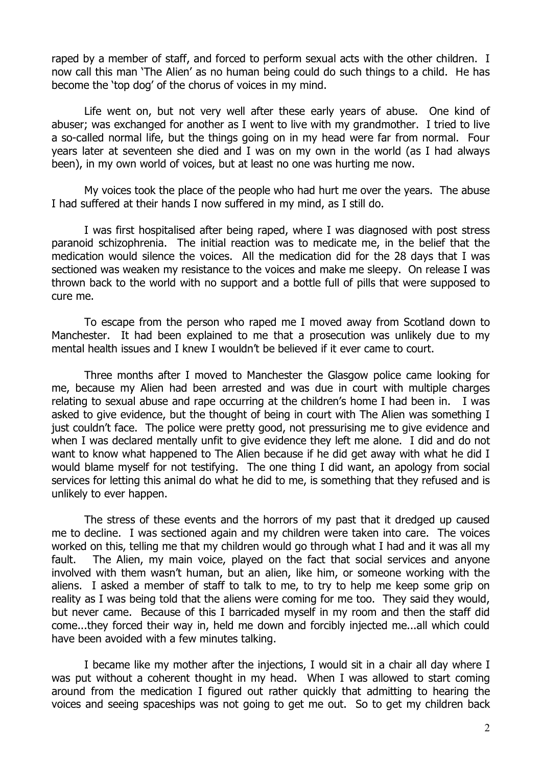raped by a member of staff, and forced to perform sexual acts with the other children. I now call this man 'The Alien' as no human being could do such things to a child. He has become the 'top dog' of the chorus of voices in my mind.

Life went on, but not very well after these early years of abuse. One kind of abuser; was exchanged for another as I went to live with my grandmother. I tried to live a so-called normal life, but the things going on in my head were far from normal. Four years later at seventeen she died and I was on my own in the world (as I had always been), in my own world of voices, but at least no one was hurting me now.

My voices took the place of the people who had hurt me over the years. The abuse I had suffered at their hands I now suffered in my mind, as I still do.

I was first hospitalised after being raped, where I was diagnosed with post stress paranoid schizophrenia. The initial reaction was to medicate me, in the belief that the medication would silence the voices. All the medication did for the 28 days that I was sectioned was weaken my resistance to the voices and make me sleepy. On release I was thrown back to the world with no support and a bottle full of pills that were supposed to cure me.

To escape from the person who raped me I moved away from Scotland down to Manchester. It had been explained to me that a prosecution was unlikely due to my mental health issues and I knew I wouldn't be believed if it ever came to court.

Three months after I moved to Manchester the Glasgow police came looking for me, because my Alien had been arrested and was due in court with multiple charges relating to sexual abuse and rape occurring at the children's home I had been in. I was asked to give evidence, but the thought of being in court with The Alien was something I just couldn't face. The police were pretty good, not pressurising me to give evidence and when I was declared mentally unfit to give evidence they left me alone. I did and do not want to know what happened to The Alien because if he did get away with what he did I would blame myself for not testifying. The one thing I did want, an apology from social services for letting this animal do what he did to me, is something that they refused and is unlikely to ever happen.

The stress of these events and the horrors of my past that it dredged up caused me to decline. I was sectioned again and my children were taken into care. The voices worked on this, telling me that my children would go through what I had and it was all my fault. The Alien, my main voice, played on the fact that social services and anyone involved with them wasn't human, but an alien, like him, or someone working with the aliens. I asked a member of staff to talk to me, to try to help me keep some grip on reality as I was being told that the aliens were coming for me too. They said they would, but never came. Because of this I barricaded myself in my room and then the staff did come...they forced their way in, held me down and forcibly injected me...all which could have been avoided with a few minutes talking.

I became like my mother after the injections, I would sit in a chair all day where I was put without a coherent thought in my head. When I was allowed to start coming around from the medication I figured out rather quickly that admitting to hearing the voices and seeing spaceships was not going to get me out. So to get my children back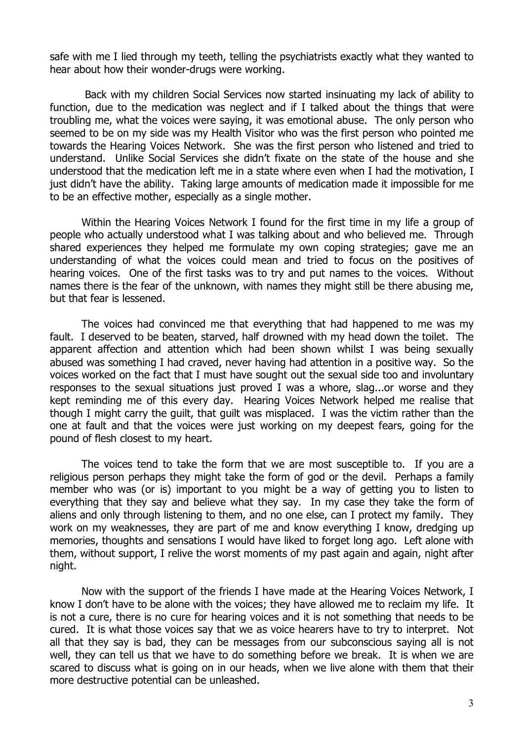safe with me I lied through my teeth, telling the psychiatrists exactly what they wanted to hear about how their wonder-drugs were working.

Back with my children Social Services now started insinuating my lack of ability to function, due to the medication was neglect and if I talked about the things that were troubling me, what the voices were saying, it was emotional abuse. The only person who seemed to be on my side was my Health Visitor who was the first person who pointed me towards the Hearing Voices Network. She was the first person who listened and tried to understand. Unlike Social Services she didn't fixate on the state of the house and she understood that the medication left me in a state where even when I had the motivation, I just didn't have the ability. Taking large amounts of medication made it impossible for me to be an effective mother, especially as a single mother.

Within the Hearing Voices Network I found for the first time in my life a group of people who actually understood what I was talking about and who believed me. Through shared experiences they helped me formulate my own coping strategies; gave me an understanding of what the voices could mean and tried to focus on the positives of hearing voices. One of the first tasks was to try and put names to the voices. Without names there is the fear of the unknown, with names they might still be there abusing me, but that fear is lessened.

The voices had convinced me that everything that had happened to me was my fault. I deserved to be beaten, starved, half drowned with my head down the toilet. The apparent affection and attention which had been shown whilst I was being sexually abused was something I had craved, never having had attention in a positive way. So the voices worked on the fact that I must have sought out the sexual side too and involuntary responses to the sexual situations just proved I was a whore, slag...or worse and they kept reminding me of this every day. Hearing Voices Network helped me realise that though I might carry the guilt, that guilt was misplaced. I was the victim rather than the one at fault and that the voices were just working on my deepest fears, going for the pound of flesh closest to my heart.

The voices tend to take the form that we are most susceptible to. If you are a religious person perhaps they might take the form of god or the devil. Perhaps a family member who was (or is) important to you might be a way of getting you to listen to everything that they say and believe what they say. In my case they take the form of aliens and only through listening to them, and no one else, can I protect my family. They work on my weaknesses, they are part of me and know everything I know, dredging up memories, thoughts and sensations I would have liked to forget long ago. Left alone with them, without support, I relive the worst moments of my past again and again, night after night.

Now with the support of the friends I have made at the Hearing Voices Network, I know I don't have to be alone with the voices; they have allowed me to reclaim my life. It is not a cure, there is no cure for hearing voices and it is not something that needs to be cured. It is what those voices say that we as voice hearers have to try to interpret. Not all that they say is bad, they can be messages from our subconscious saying all is not well, they can tell us that we have to do something before we break. It is when we are scared to discuss what is going on in our heads, when we live alone with them that their more destructive potential can be unleashed.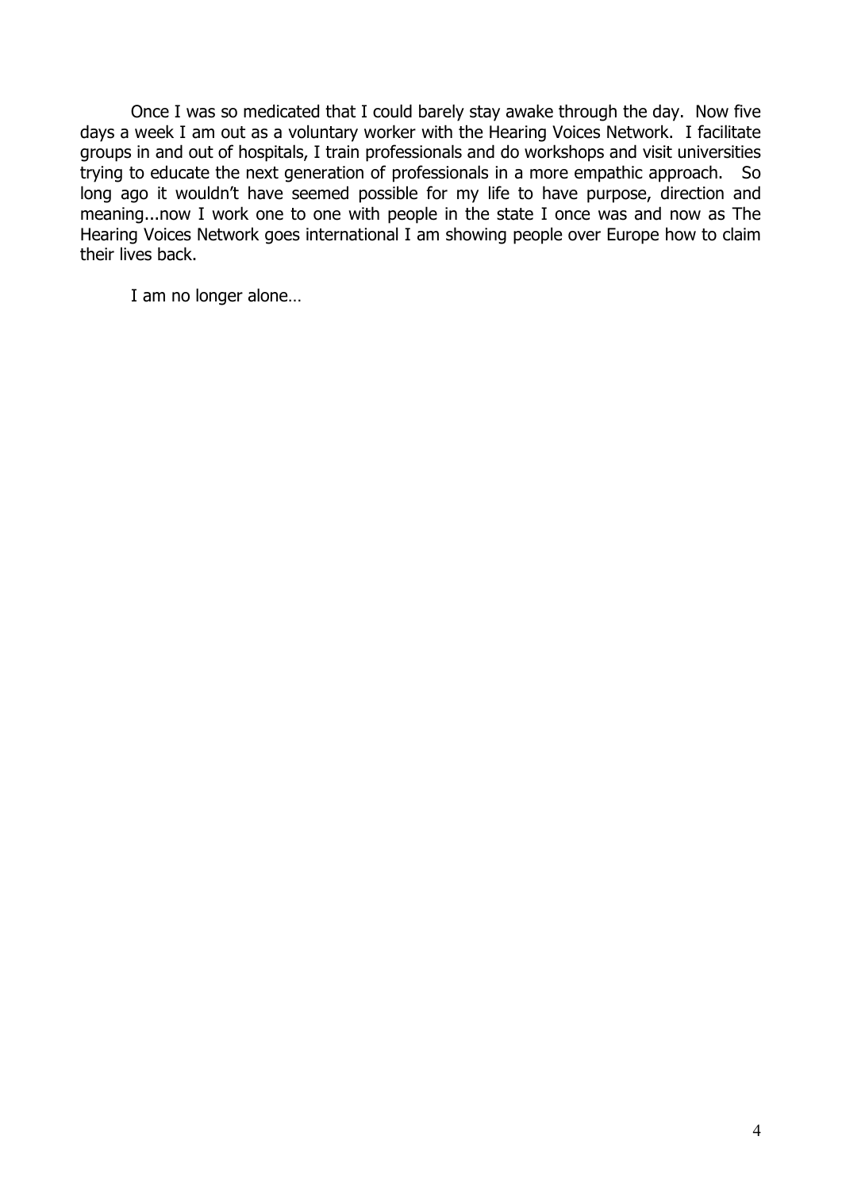Once I was so medicated that I could barely stay awake through the day. Now five days a week I am out as a voluntary worker with the Hearing Voices Network. I facilitate groups in and out of hospitals, I train professionals and do workshops and visit universities trying to educate the next generation of professionals in a more empathic approach. So long ago it wouldn't have seemed possible for my life to have purpose, direction and meaning...now I work one to one with people in the state I once was and now as The Hearing Voices Network goes international I am showing people over Europe how to claim their lives back.

I am no longer alone…